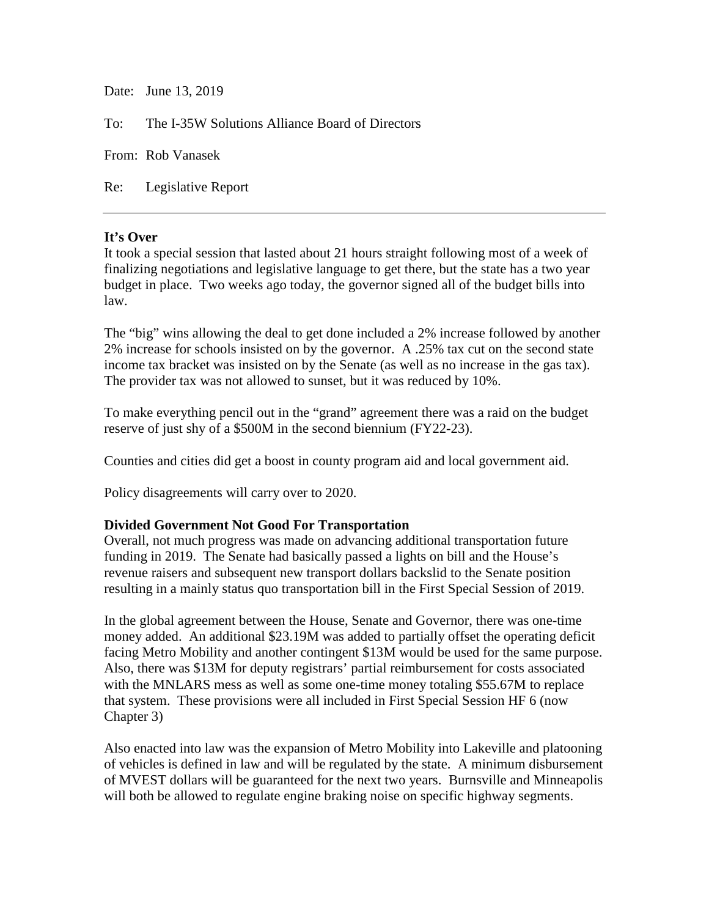Date: June 13, 2019

To: The I-35W Solutions Alliance Board of Directors

From: Rob Vanasek

Re: Legislative Report

---

**It's Over**

It took a special session that lasted about 21 hours straight following most of a week of finalizing negotiations and legislative language to get there, but the state has a two year budget in place. Two weeks ago today, the governor signed all of the budget bills into law.

The "big" wins allowing the deal to get done included a 2% increase followed by another 2% increase for schools insisted on by the governor. A .25% tax cut on the second state income tax bracket was insisted on by the Senate (as well as no increase in the gas tax). The provider tax was not allowed to sunset, but it was reduced by 10%.

To make everything pencil out in the "grand" agreement there was a raid on the budget reserve of just shy of a $500M in the second biennium (FY22-23).

Counties and cities did get a boost in county program aid and local government aid.

Policy disagreements will carry over to 2020.

**Divided Government Not Good For Transportation**

Overall, not much progress was made on advancing additional transportation future funding in 2019. The Senate had basically passed a lights on bill and the House's revenue raisers and subsequent new transport dollars backslid to the Senate position resulting in a mainly status quo transportation bill in the First Special Session of 2019.

In the global agreement between the House, Senate and Governor, there was one-time money added. An additional $23.19M was added to partially offset the operating deficit facing Metro Mobility and another contingent $13M would be used for the same purpose. Also, there was $13M for deputy registrars' partial reimbursement for costs associated with the MNLARS mess as well as some one-time money totaling $55.67M to replace that system. These provisions were all included in First Special Session HF 6 (now Chapter 3)

Also enacted into law was the expansion of Metro Mobility into Lakeville and platooning of vehicles is defined in law and will be regulated by the state. A minimum disbursement of MVEST dollars will be guaranteed for the next two years. Burnsville and Minneapolis will both be allowed to regulate engine braking noise on specific highway segments.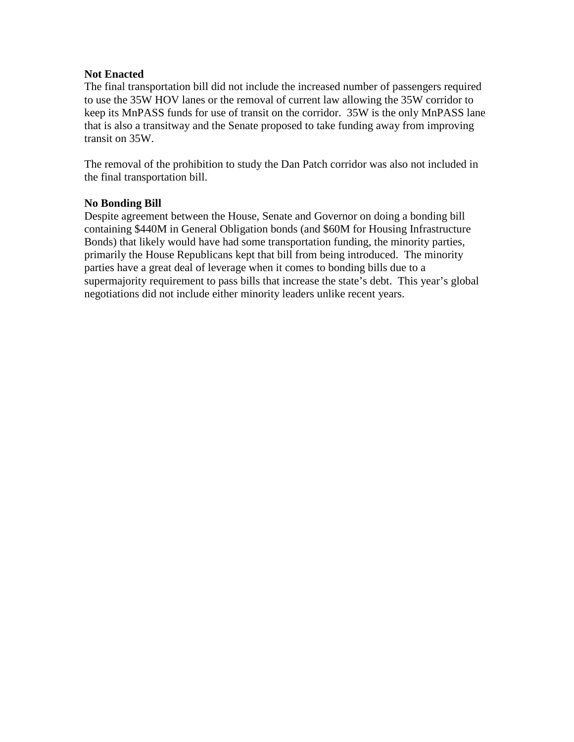**Not Enacted**

The final transportation bill did not include the increased number of passengers required to use the 35W HOV lanes or the removal of current law allowing the 35W corridor to keep its MnPASS funds for use of transit on the corridor. 35W is the only MnPASS lane that is also a transitway and the Senate proposed to take funding away from improving transit on 35W.

The removal of the prohibition to study the Dan Patch corridor was also not included in the final transportation bill.

**No Bonding Bill**

Despite agreement between the House, Senate and Governor on doing a bonding bill containing $440M in General Obligation bonds (and $60M for Housing Infrastructure Bonds) that likely would have had some transportation funding, the minority parties, primarily the House Republicans kept that bill from being introduced. The minority parties have a great deal of leverage when it comes to bonding bills due to a supermajority requirement to pass bills that increase the state's debt. This year's global negotiations did not include either minority leaders unlike recent years.